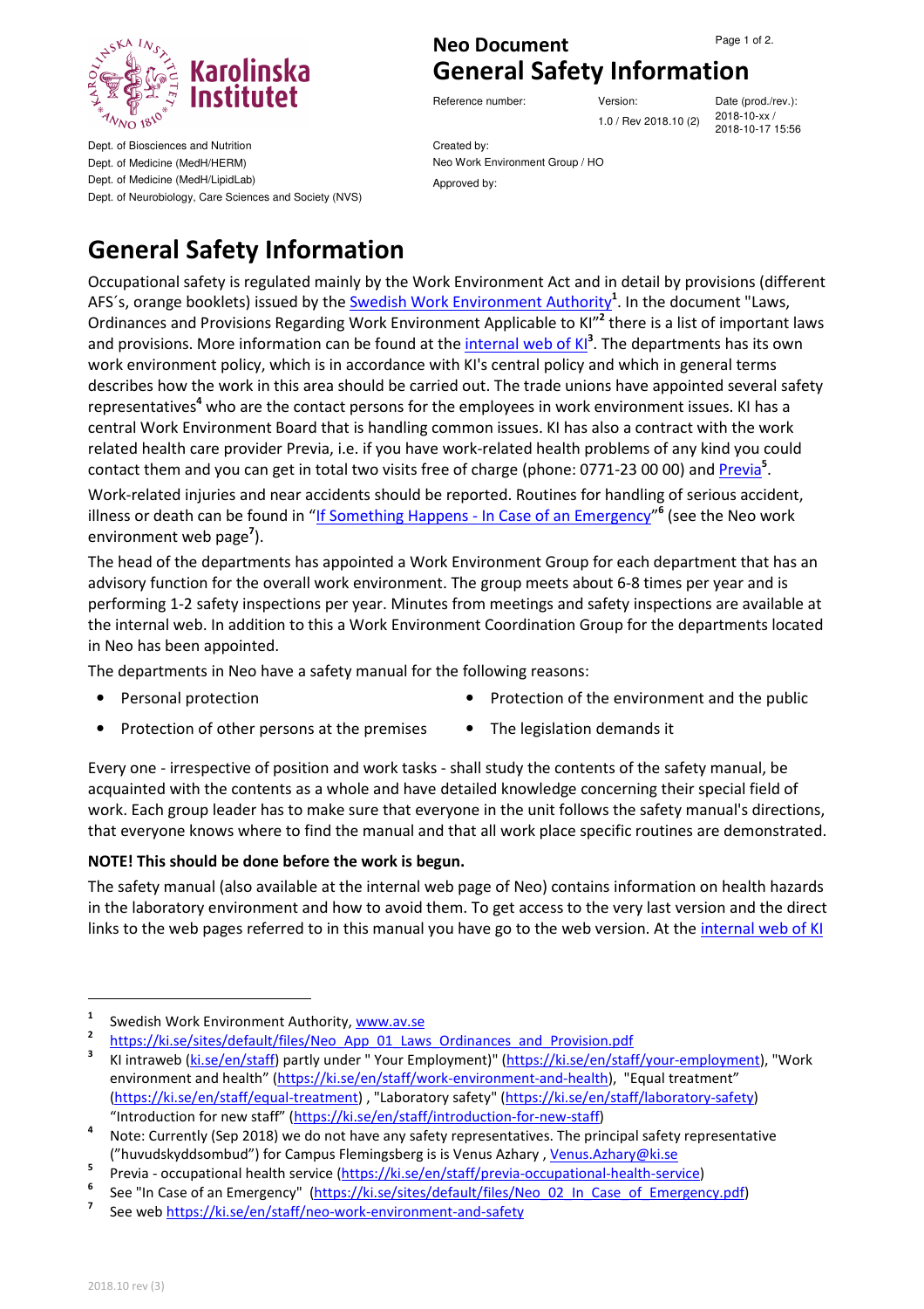Dept. of Biosciences and Nutrition
Dept. of Medicine (MedH/HERM)
Dept. of Medicine (MedH/LipidLab)
Dept. of Neurobiology, Care Sciences and Society (NVS)

**Neo Document**
**General Safety Information**

| Reference number: | Version: | Date (prod./rev.): |
|---|---|---|
| | 1.0 / Rev 2018.10 (2) | 2018-10-xx / 2018-10-17 15:56 |

Created by:
Neo Work Environment Group / HO

Approved by:

# General Safety Information

Occupational safety is regulated mainly by the Work Environment Act and in detail by provisions (different AFS´s, orange booklets) issued by the Swedish Work Environment Authority[1]. In the document "Laws, Ordinances and Provisions Regarding Work Environment Applicable to KI"[2] there is a list of important laws and provisions. More information can be found at the internal web of KI[3]. The departments has its own work environment policy, which is in accordance with KI's central policy and which in general terms describes how the work in this area should be carried out. The trade unions have appointed several safety representatives[4] who are the contact persons for the employees in work environment issues. KI has a central Work Environment Board that is handling common issues. KI has also a contract with the work related health care provider Previa, i.e. if you have work-related health problems of any kind you could contact them and you can get in total two visits free of charge (phone: 0771-23 00 00) and Previa[5].

Work-related injuries and near accidents should be reported. Routines for handling of serious accident, illness or death can be found in "If Something Happens - In Case of an Emergency"[6] (see the Neo work environment web page[7]).

The head of the departments has appointed a Work Environment Group for each department that has an advisory function for the overall work environment. The group meets about 6-8 times per year and is performing 1-2 safety inspections per year. Minutes from meetings and safety inspections are available at the internal web. In addition to this a Work Environment Coordination Group for the departments located in Neo has been appointed.

The departments in Neo have a safety manual for the following reasons:

- Personal protection
- Protection of other persons at the premises
- Protection of the environment and the public
- The legislation demands it

Every one - irrespective of position and work tasks - shall study the contents of the safety manual, be acquainted with the contents as a whole and have detailed knowledge concerning their special field of work. Each group leader has to make sure that everyone in the unit follows the safety manual's directions, that everyone knows where to find the manual and that all work place specific routines are demonstrated.

**NOTE! This should be done before the work is begun.**

The safety manual (also available at the internal web page of Neo) contains information on health hazards in the laboratory environment and how to avoid them. To get access to the very last version and the direct links to the web pages referred to in this manual you have go to the web version. At the internal web of KI

---

[1] Swedish Work Environment Authority, www.av.se

[2] https://ki.se/sites/default/files/Neo_App_01_Laws_Ordinances_and_Provision.pdf

[3] KI intraweb (ki.se/en/staff) partly under " Your Employment)" (https://ki.se/en/staff/your-employment), "Work environment and health" (https://ki.se/en/staff/work-environment-and-health), "Equal treatment" (https://ki.se/en/staff/equal-treatment) , "Laboratory safety" (https://ki.se/en/staff/laboratory-safety) "Introduction for new staff" (https://ki.se/en/staff/introduction-for-new-staff)

[4] Note: Currently (Sep 2018) we do not have any safety representatives. The principal safety representative ("huvudskyddsombud") for Campus Flemingsberg is is Venus Azhary , Venus.Azhary@ki.se

[5] Previa - occupational health service (https://ki.se/en/staff/previa-occupational-health-service)

[6] See "In Case of an Emergency" (https://ki.se/sites/default/files/Neo_02_In_Case_of_Emergency.pdf)

[7] See web https://ki.se/en/staff/neo-work-environment-and-safety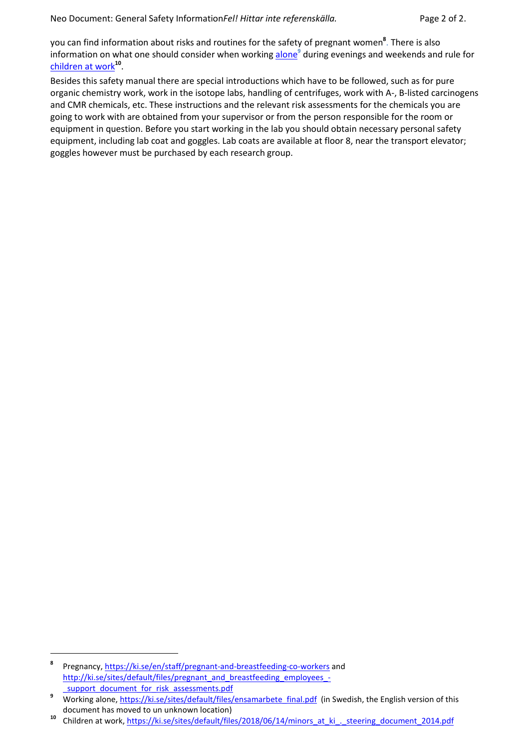you can find information about risks and routines for the safety of pregnant women[8]. There is also information on what one should consider when working alone[9] during evenings and weekends and rule for children at work[10].

Besides this safety manual there are special introductions which have to be followed, such as for pure organic chemistry work, work in the isotope labs, handling of centrifuges, work with A-, B-listed carcinogens and CMR chemicals, etc. These instructions and the relevant risk assessments for the chemicals you are going to work with are obtained from your supervisor or from the person responsible for the room or equipment in question. Before you start working in the lab you should obtain necessary personal safety equipment, including lab coat and goggles. Lab coats are available at floor 8, near the transport elevator; goggles however must be purchased by each research group.

---

[8] Pregnancy, https://ki.se/en/staff/pregnant-and-breastfeeding-co-workers and http://ki.se/sites/default/files/pregnant_and_breastfeeding_employees_-_support_document_for_risk_assessments.pdf

[9] Working alone, https://ki.se/sites/default/files/ensamarbete_final.pdf (in Swedish, the English version of this document has moved to un unknown location)

[10] Children at work, https://ki.se/sites/default/files/2018/06/14/minors_at_ki_-_steering_document_2014.pdf